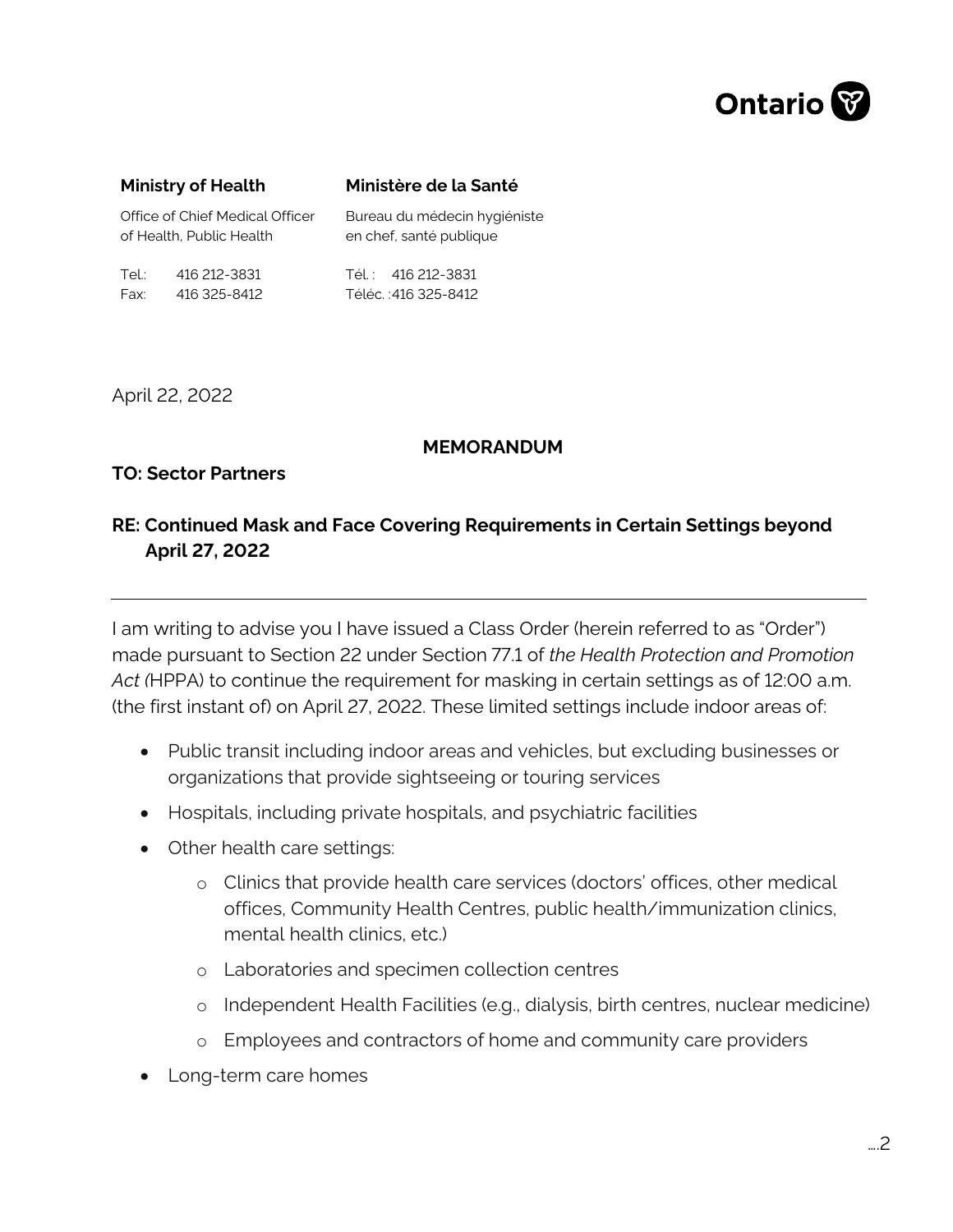Ontario

**Ministry of Health**

Office of Chief Medical Officer of Health, Public Health

Tel.: 416 212-3831
Fax: 416 325-8412

**Ministère de la Santé**

Bureau du médecin hygiéniste en chef, santé publique

Tél. : 416 212-3831
Téléc. :416 325-8412

April 22, 2022

**MEMORANDUM**

**TO: Sector Partners**

**RE: Continued Mask and Face Covering Requirements in Certain Settings beyond April 27, 2022**

---

I am writing to advise you I have issued a Class Order (herein referred to as "Order") made pursuant to Section 22 under Section 77.1 of *the Health Protection and Promotion Act (*HPPA) to continue the requirement for masking in certain settings as of 12:00 a.m. (the first instant of) on April 27, 2022. These limited settings include indoor areas of:

- Public transit including indoor areas and vehicles, but excluding businesses or organizations that provide sightseeing or touring services
- Hospitals, including private hospitals, and psychiatric facilities
- Other health care settings:
  - Clinics that provide health care services (doctors' offices, other medical offices, Community Health Centres, public health/immunization clinics, mental health clinics, etc.)
  - Laboratories and specimen collection centres
  - Independent Health Facilities (e.g., dialysis, birth centres, nuclear medicine)
  - Employees and contractors of home and community care providers
- Long-term care homes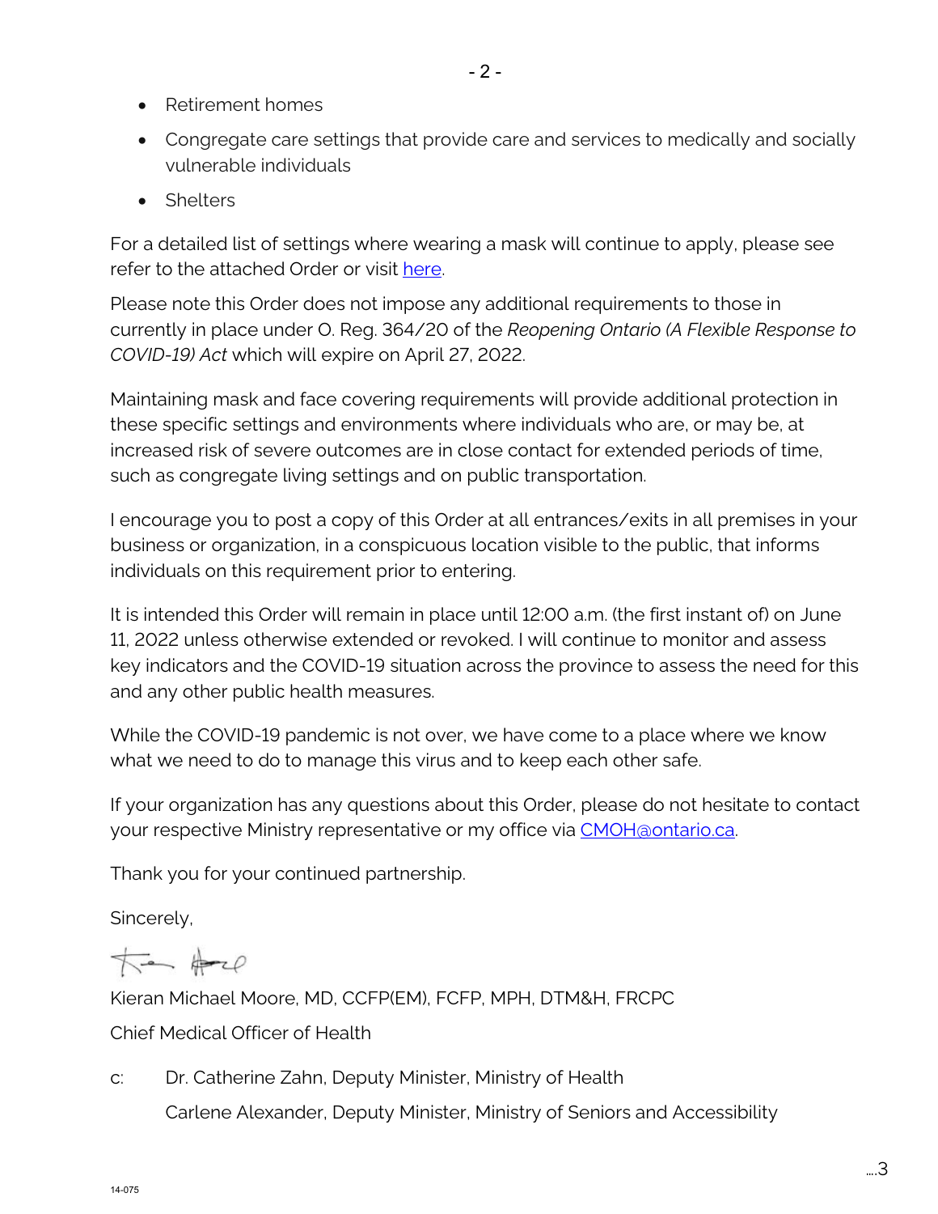- Retirement homes
- Congregate care settings that provide care and services to medically and socially vulnerable individuals
- Shelters

For a detailed list of settings where wearing a mask will continue to apply, please see refer to the attached Order or visit [here](here).

Please note this Order does not impose any additional requirements to those in currently in place under O. Reg. 364/20 of the *Reopening Ontario (A Flexible Response to COVID-19) Act* which will expire on April 27, 2022.

Maintaining mask and face covering requirements will provide additional protection in these specific settings and environments where individuals who are, or may be, at increased risk of severe outcomes are in close contact for extended periods of time, such as congregate living settings and on public transportation.

I encourage you to post a copy of this Order at all entrances/exits in all premises in your business or organization, in a conspicuous location visible to the public, that informs individuals on this requirement prior to entering.

It is intended this Order will remain in place until 12:00 a.m. (the first instant of) on June 11, 2022 unless otherwise extended or revoked. I will continue to monitor and assess key indicators and the COVID-19 situation across the province to assess the need for this and any other public health measures.

While the COVID-19 pandemic is not over, we have come to a place where we know what we need to do to manage this virus and to keep each other safe.

If your organization has any questions about this Order, please do not hesitate to contact your respective Ministry representative or my office via [CMOH@ontario.ca](mailto:CMOH@ontario.ca).

Thank you for your continued partnership.

Sincerely,

Kieran Michael Moore, MD, CCFP(EM), FCFP, MPH, DTM&H, FRCPC

Chief Medical Officer of Health

c: Dr. Catherine Zahn, Deputy Minister, Ministry of Health

Carlene Alexander, Deputy Minister, Ministry of Seniors and Accessibility

….3

14-075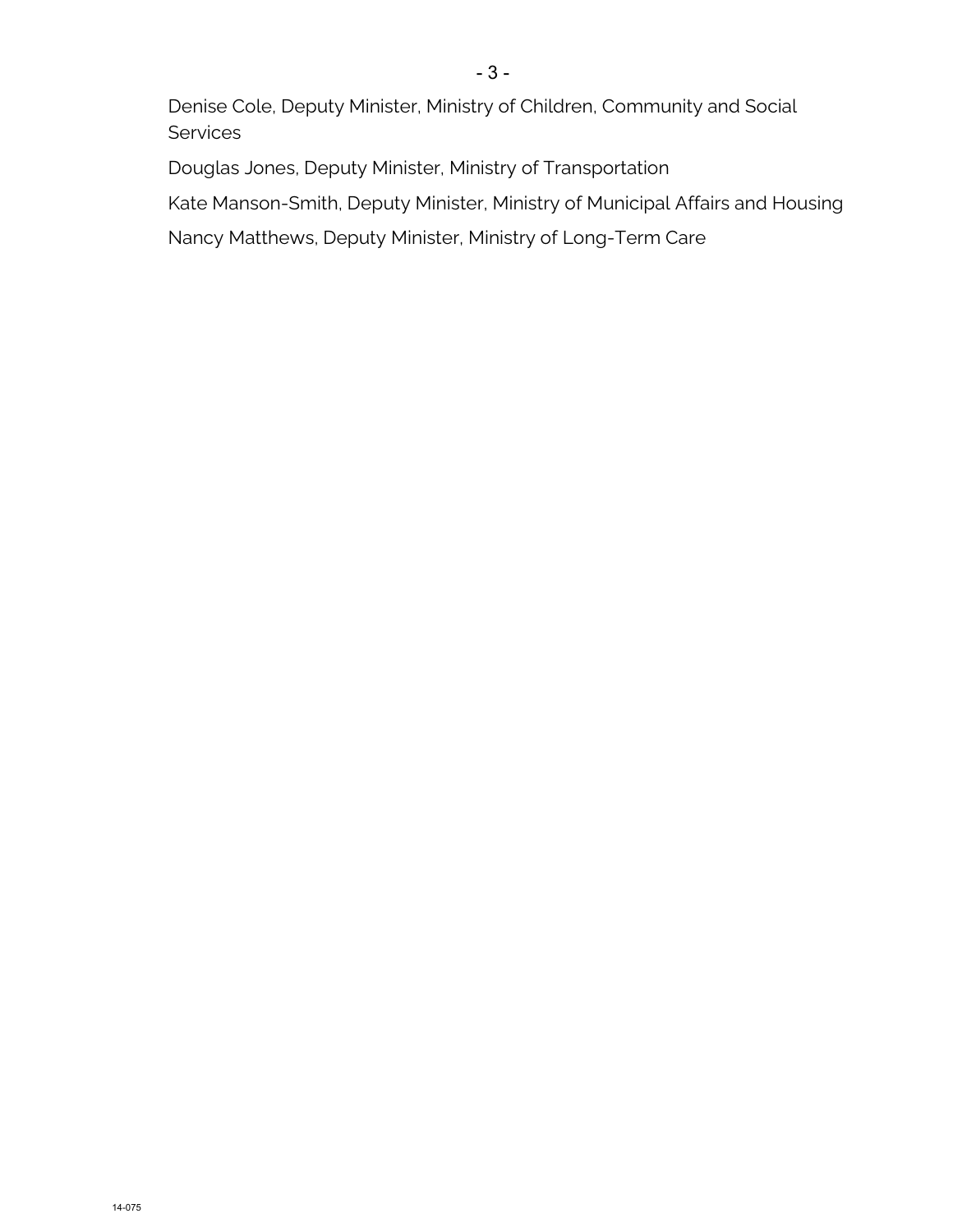Denise Cole, Deputy Minister, Ministry of Children, Community and Social Services

Douglas Jones, Deputy Minister, Ministry of Transportation

Kate Manson-Smith, Deputy Minister, Ministry of Municipal Affairs and Housing

Nancy Matthews, Deputy Minister, Ministry of Long-Term Care

14-075